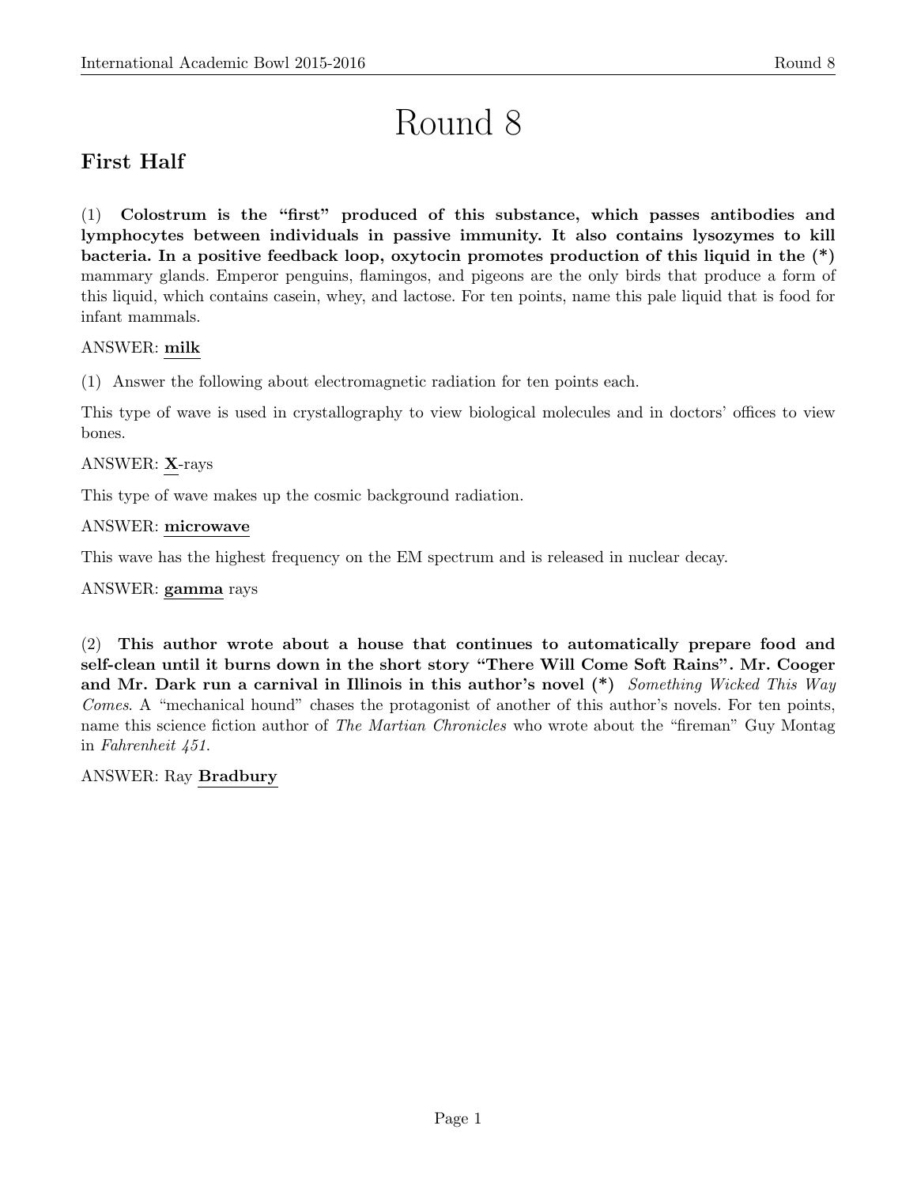# Round 8

## First Half

(1) **Colostrum is the "first" produced of this substance, which passes antibodies and lymphocytes between individuals in passive immunity. It also contains lysozymes to kill bacteria. In a positive feedback loop, oxytocin promotes production of this liquid in the (*)** mammary glands. Emperor penguins, flamingos, and pigeons are the only birds that produce a form of this liquid, which contains casein, whey, and lactose. For ten points, name this pale liquid that is food for infant mammals.

ANSWER: **milk**

(1) Answer the following about electromagnetic radiation for ten points each.

This type of wave is used in crystallography to view biological molecules and in doctors' offices to view bones.

ANSWER: **X**-rays

This type of wave makes up the cosmic background radiation.

ANSWER: **microwave**

This wave has the highest frequency on the EM spectrum and is released in nuclear decay.

ANSWER: **gamma** rays

(2) **This author wrote about a house that continues to automatically prepare food and self-clean until it burns down in the short story "There Will Come Soft Rains". Mr. Cooger and Mr. Dark run a carnival in Illinois in this author's novel (*)** *Something Wicked This Way Comes*. A "mechanical hound" chases the protagonist of another of this author's novels. For ten points, name this science fiction author of *The Martian Chronicles* who wrote about the "fireman" Guy Montag in *Fahrenheit 451*.

ANSWER: Ray **Bradbury**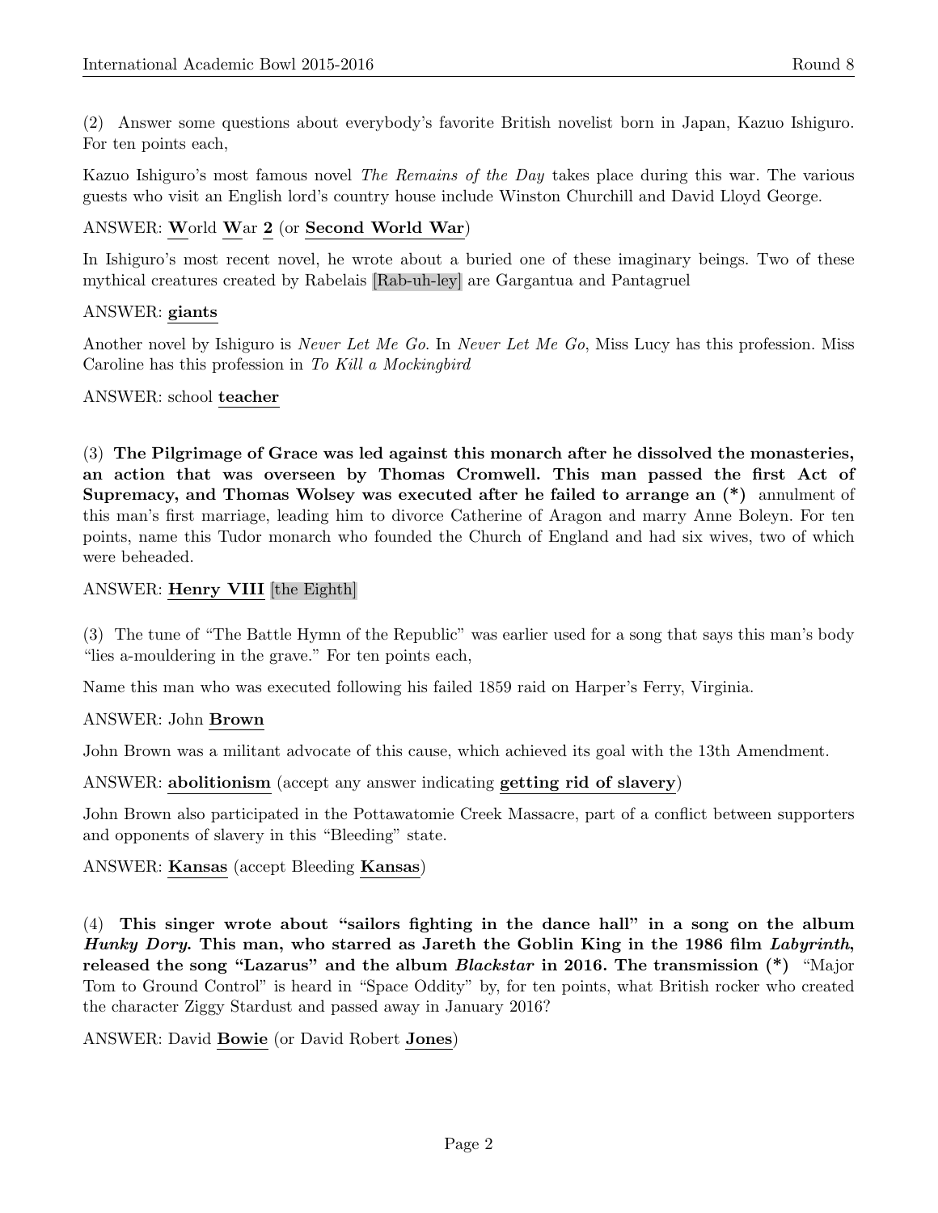(2) Answer some questions about everybody's favorite British novelist born in Japan, Kazuo Ishiguro. For ten points each,

Kazuo Ishiguro's most famous novel *The Remains of the Day* takes place during this war. The various guests who visit an English lord's country house include Winston Churchill and David Lloyd George.

ANSWER: **W**orld **W**ar **2** (or **Second World War**)

In Ishiguro's most recent novel, he wrote about a buried one of these imaginary beings. Two of these mythical creatures created by Rabelais [Rab-uh-ley] are Gargantua and Pantagruel

ANSWER: **giants**

Another novel by Ishiguro is *Never Let Me Go*. In *Never Let Me Go*, Miss Lucy has this profession. Miss Caroline has this profession in *To Kill a Mockingbird*

ANSWER: school **teacher**

(3) **The Pilgrimage of Grace was led against this monarch after he dissolved the monasteries, an action that was overseen by Thomas Cromwell. This man passed the first Act of Supremacy, and Thomas Wolsey was executed after he failed to arrange an (*)** annulment of this man's first marriage, leading him to divorce Catherine of Aragon and marry Anne Boleyn. For ten points, name this Tudor monarch who founded the Church of England and had six wives, two of which were beheaded.

ANSWER: **Henry VIII** [the Eighth]

(3) The tune of "The Battle Hymn of the Republic" was earlier used for a song that says this man's body "lies a-mouldering in the grave." For ten points each,

Name this man who was executed following his failed 1859 raid on Harper's Ferry, Virginia.

ANSWER: John **Brown**

John Brown was a militant advocate of this cause, which achieved its goal with the 13th Amendment.

ANSWER: **abolitionism** (accept any answer indicating **getting rid of slavery**)

John Brown also participated in the Pottawatomie Creek Massacre, part of a conflict between supporters and opponents of slavery in this "Bleeding" state.

ANSWER: **Kansas** (accept Bleeding **Kansas**)

(4) **This singer wrote about "sailors fighting in the dance hall" in a song on the album *Hunky Dory*. This man, who starred as Jareth the Goblin King in the 1986 film *Labyrinth*, released the song "Lazarus" and the album *Blackstar* in 2016. The transmission (*)** "Major Tom to Ground Control" is heard in "Space Oddity" by, for ten points, what British rocker who created the character Ziggy Stardust and passed away in January 2016?

ANSWER: David **Bowie** (or David Robert **Jones**)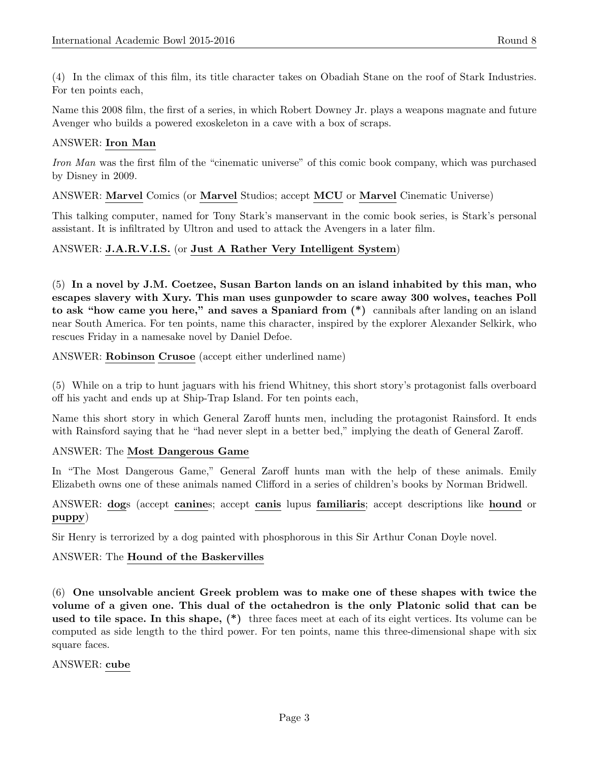(4) In the climax of this film, its title character takes on Obadiah Stane on the roof of Stark Industries. For ten points each,

Name this 2008 film, the first of a series, in which Robert Downey Jr. plays a weapons magnate and future Avenger who builds a powered exoskeleton in a cave with a box of scraps.

ANSWER: **Iron Man**

*Iron Man* was the first film of the "cinematic universe" of this comic book company, which was purchased by Disney in 2009.

ANSWER: **Marvel** Comics (or **Marvel** Studios; accept **MCU** or **Marvel** Cinematic Universe)

This talking computer, named for Tony Stark's manservant in the comic book series, is Stark's personal assistant. It is infiltrated by Ultron and used to attack the Avengers in a later film.

ANSWER: **J.A.R.V.I.S.** (or **Just A Rather Very Intelligent System**)

(5) **In a novel by J.M. Coetzee, Susan Barton lands on an island inhabited by this man, who escapes slavery with Xury. This man uses gunpowder to scare away 300 wolves, teaches Poll to ask "how came you here," and saves a Spaniard from (*)** cannibals after landing on an island near South America. For ten points, name this character, inspired by the explorer Alexander Selkirk, who rescues Friday in a namesake novel by Daniel Defoe.

ANSWER: **Robinson** **Crusoe** (accept either underlined name)

(5) While on a trip to hunt jaguars with his friend Whitney, this short story's protagonist falls overboard off his yacht and ends up at Ship-Trap Island. For ten points each,

Name this short story in which General Zaroff hunts men, including the protagonist Rainsford. It ends with Rainsford saying that he "had never slept in a better bed," implying the death of General Zaroff.

ANSWER: The **Most Dangerous Game**

In "The Most Dangerous Game," General Zaroff hunts man with the help of these animals. Emily Elizabeth owns one of these animals named Clifford in a series of children's books by Norman Bridwell.

ANSWER: **dog**s (accept **canine**s; accept **canis** lupus **familiaris**; accept descriptions like **hound** or **puppy**)

Sir Henry is terrorized by a dog painted with phosphorous in this Sir Arthur Conan Doyle novel.

ANSWER: The **Hound of the Baskervilles**

(6) **One unsolvable ancient Greek problem was to make one of these shapes with twice the volume of a given one. This dual of the octahedron is the only Platonic solid that can be used to tile space. In this shape, (*)** three faces meet at each of its eight vertices. Its volume can be computed as side length to the third power. For ten points, name this three-dimensional shape with six square faces.

ANSWER: **cube**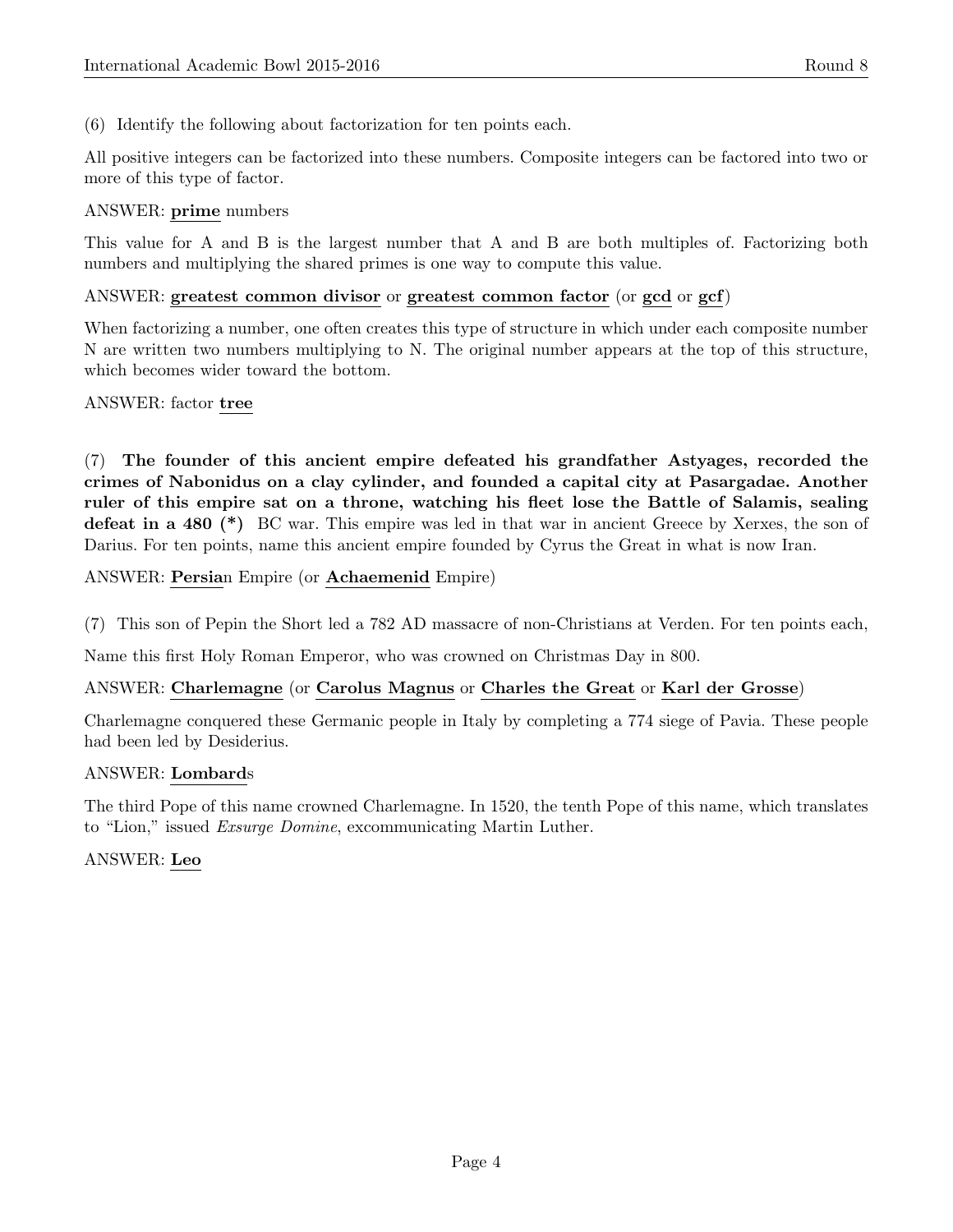(6) Identify the following about factorization for ten points each.

All positive integers can be factorized into these numbers. Composite integers can be factored into two or more of this type of factor.

ANSWER: **prime** numbers

This value for A and B is the largest number that A and B are both multiples of. Factorizing both numbers and multiplying the shared primes is one way to compute this value.

ANSWER: **greatest common divisor** or **greatest common factor** (or **gcd** or **gcf**)

When factorizing a number, one often creates this type of structure in which under each composite number N are written two numbers multiplying to N. The original number appears at the top of this structure, which becomes wider toward the bottom.

ANSWER: factor **tree**

(7) **The founder of this ancient empire defeated his grandfather Astyages, recorded the crimes of Nabonidus on a clay cylinder, and founded a capital city at Pasargadae. Another ruler of this empire sat on a throne, watching his fleet lose the Battle of Salamis, sealing defeat in a 480 (*)** BC war. This empire was led in that war in ancient Greece by Xerxes, the son of Darius. For ten points, name this ancient empire founded by Cyrus the Great in what is now Iran.

ANSWER: **Persia**n Empire (or **Achaemenid** Empire)

(7) This son of Pepin the Short led a 782 AD massacre of non-Christians at Verden. For ten points each,

Name this first Holy Roman Emperor, who was crowned on Christmas Day in 800.

ANSWER: **Charlemagne** (or **Carolus Magnus** or **Charles the Great** or **Karl der Grosse**)

Charlemagne conquered these Germanic people in Italy by completing a 774 siege of Pavia. These people had been led by Desiderius.

ANSWER: **Lombard**s

The third Pope of this name crowned Charlemagne. In 1520, the tenth Pope of this name, which translates to "Lion," issued *Exsurge Domine*, excommunicating Martin Luther.

ANSWER: **Leo**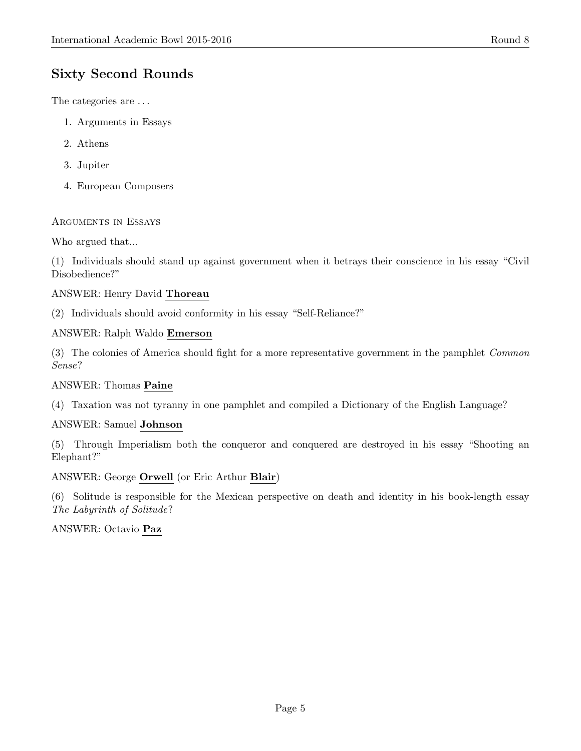## Sixty Second Rounds

The categories are . . .

1. Arguments in Essays
2. Athens
3. Jupiter
4. European Composers

ARGUMENTS IN ESSAYS

Who argued that...

(1) Individuals should stand up against government when it betrays their conscience in his essay "Civil Disobedience?"

ANSWER: Henry David **Thoreau**

(2) Individuals should avoid conformity in his essay "Self-Reliance?"

ANSWER: Ralph Waldo **Emerson**

(3) The colonies of America should fight for a more representative government in the pamphlet *Common Sense*?

ANSWER: Thomas **Paine**

(4) Taxation was not tyranny in one pamphlet and compiled a Dictionary of the English Language?

ANSWER: Samuel **Johnson**

(5) Through Imperialism both the conqueror and conquered are destroyed in his essay "Shooting an Elephant?"

ANSWER: George **Orwell** (or Eric Arthur **Blair**)

(6) Solitude is responsible for the Mexican perspective on death and identity in his book-length essay *The Labyrinth of Solitude*?

ANSWER: Octavio **Paz**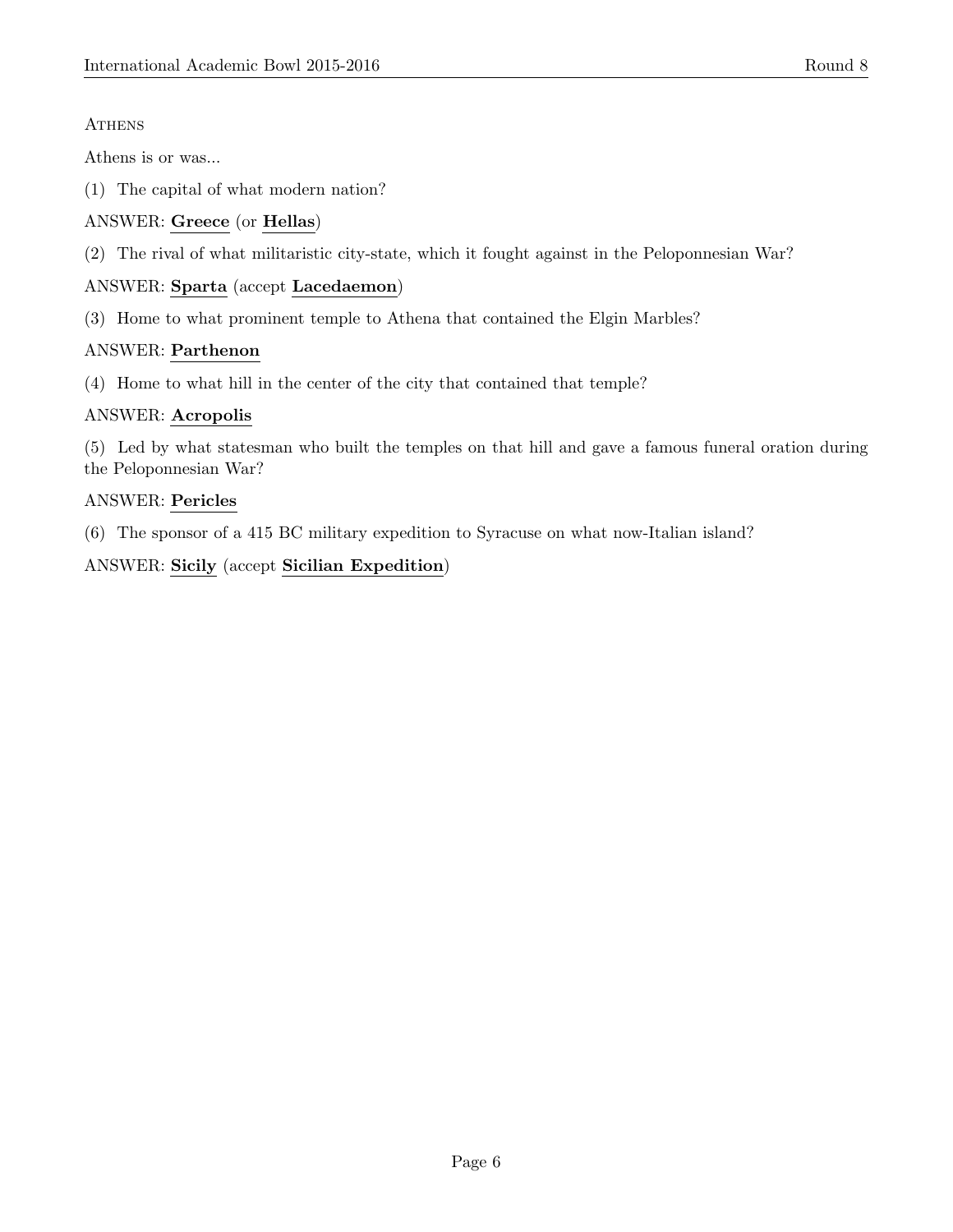## Athens

Athens is or was...

(1) The capital of what modern nation?

ANSWER: **Greece** (or **Hellas**)

(2) The rival of what militaristic city-state, which it fought against in the Peloponnesian War?

ANSWER: **Sparta** (accept **Lacedaemon**)

(3) Home to what prominent temple to Athena that contained the Elgin Marbles?

ANSWER: **Parthenon**

(4) Home to what hill in the center of the city that contained that temple?

ANSWER: **Acropolis**

(5) Led by what statesman who built the temples on that hill and gave a famous funeral oration during the Peloponnesian War?

ANSWER: **Pericles**

(6) The sponsor of a 415 BC military expedition to Syracuse on what now-Italian island?

ANSWER: **Sicily** (accept **Sicilian Expedition**)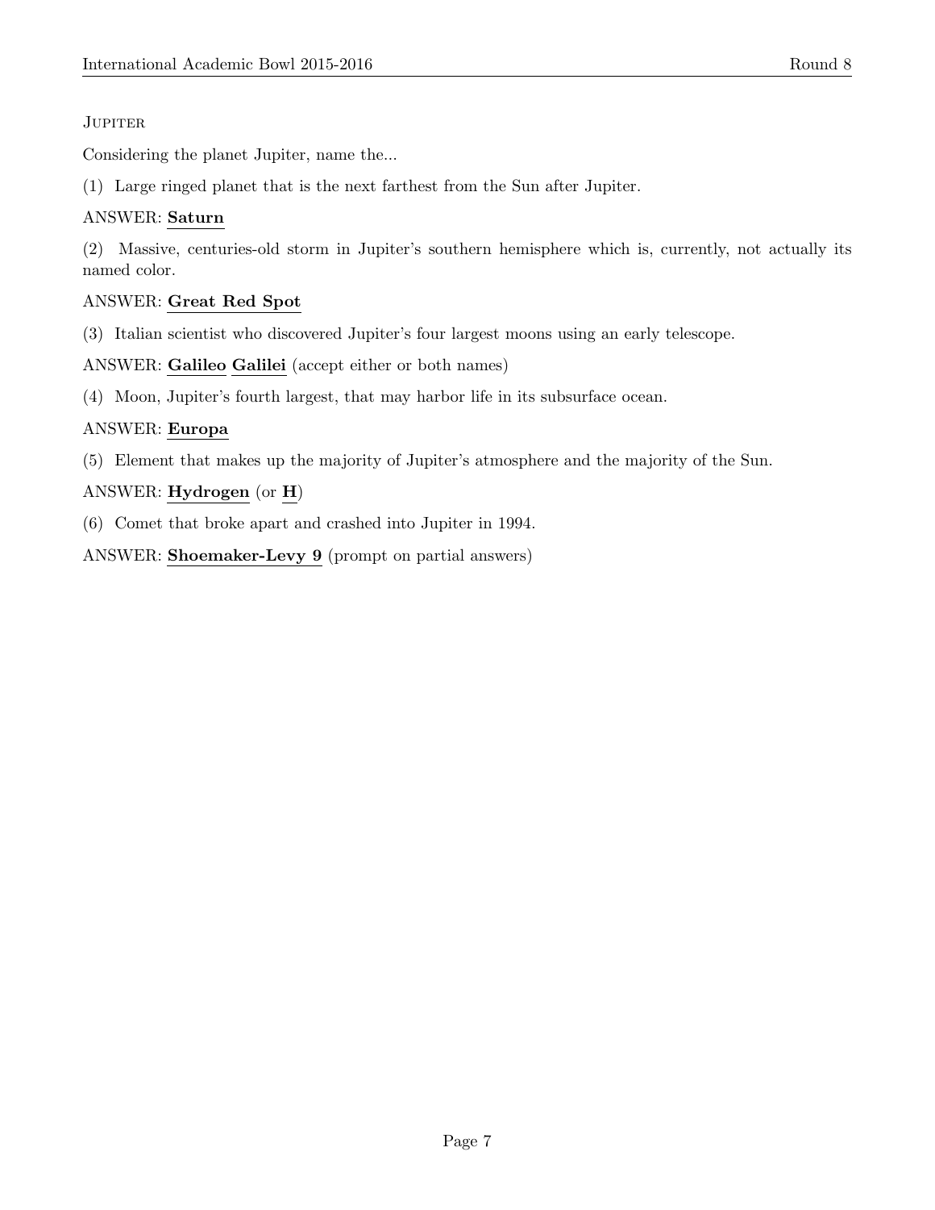### Jupiter

Considering the planet Jupiter, name the...

(1) Large ringed planet that is the next farthest from the Sun after Jupiter.

ANSWER: **Saturn**

(2) Massive, centuries-old storm in Jupiter's southern hemisphere which is, currently, not actually its named color.

ANSWER: **Great Red Spot**

(3) Italian scientist who discovered Jupiter's four largest moons using an early telescope.

ANSWER: **Galileo** **Galilei** (accept either or both names)

(4) Moon, Jupiter's fourth largest, that may harbor life in its subsurface ocean.

ANSWER: **Europa**

(5) Element that makes up the majority of Jupiter's atmosphere and the majority of the Sun.

ANSWER: **Hydrogen** (or **H**)

(6) Comet that broke apart and crashed into Jupiter in 1994.

ANSWER: **Shoemaker-Levy 9** (prompt on partial answers)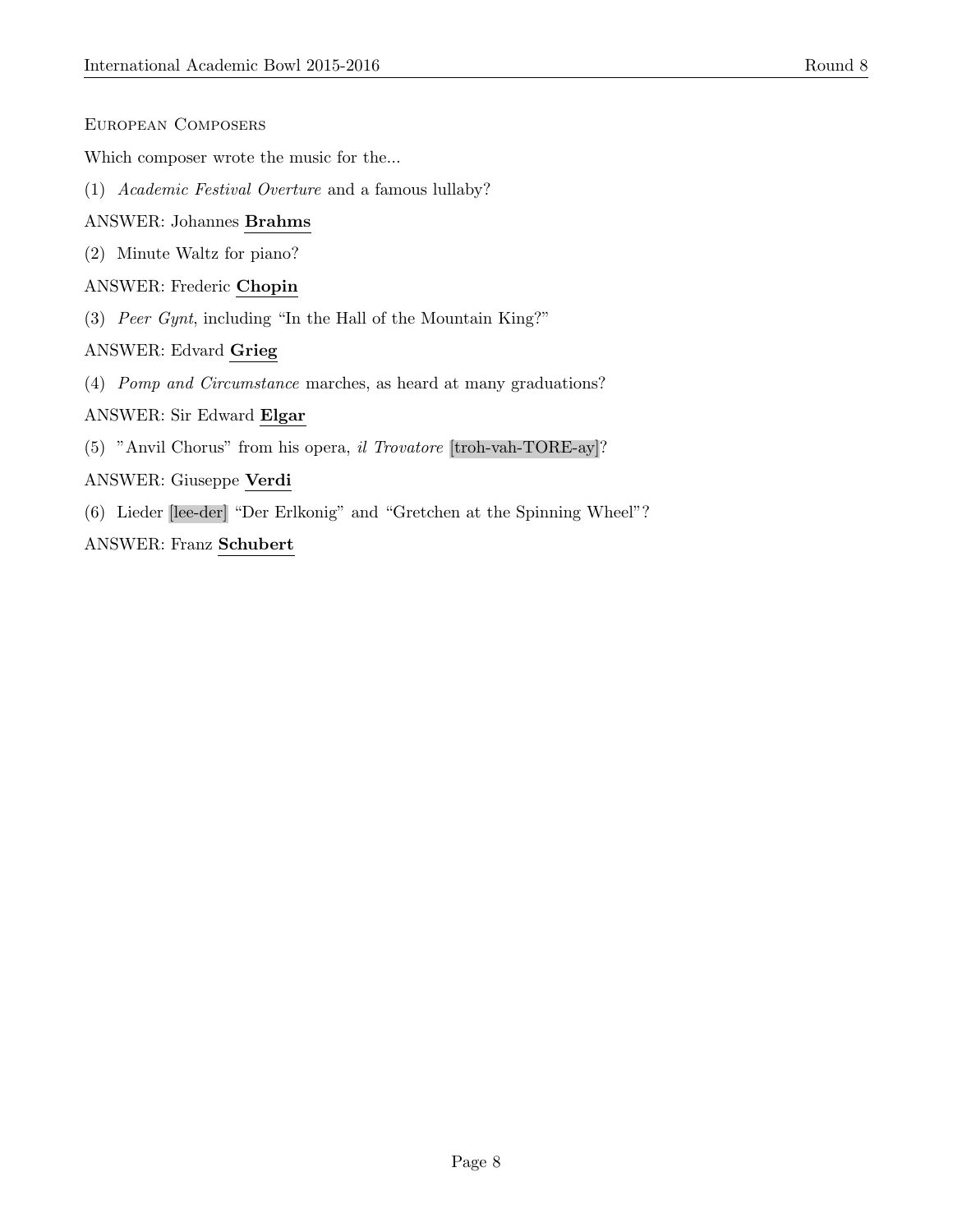## European Composers

Which composer wrote the music for the...

(1) *Academic Festival Overture* and a famous lullaby?

ANSWER: Johannes **Brahms**

(2) Minute Waltz for piano?

ANSWER: Frederic **Chopin**

(3) *Peer Gynt*, including "In the Hall of the Mountain King?"

ANSWER: Edvard **Grieg**

(4) *Pomp and Circumstance* marches, as heard at many graduations?

ANSWER: Sir Edward **Elgar**

(5) "Anvil Chorus" from his opera, *il Trovatore* [troh-vah-TORE-ay]?

ANSWER: Giuseppe **Verdi**

(6) Lieder [lee-der] "Der Erlkonig" and "Gretchen at the Spinning Wheel"?

ANSWER: Franz **Schubert**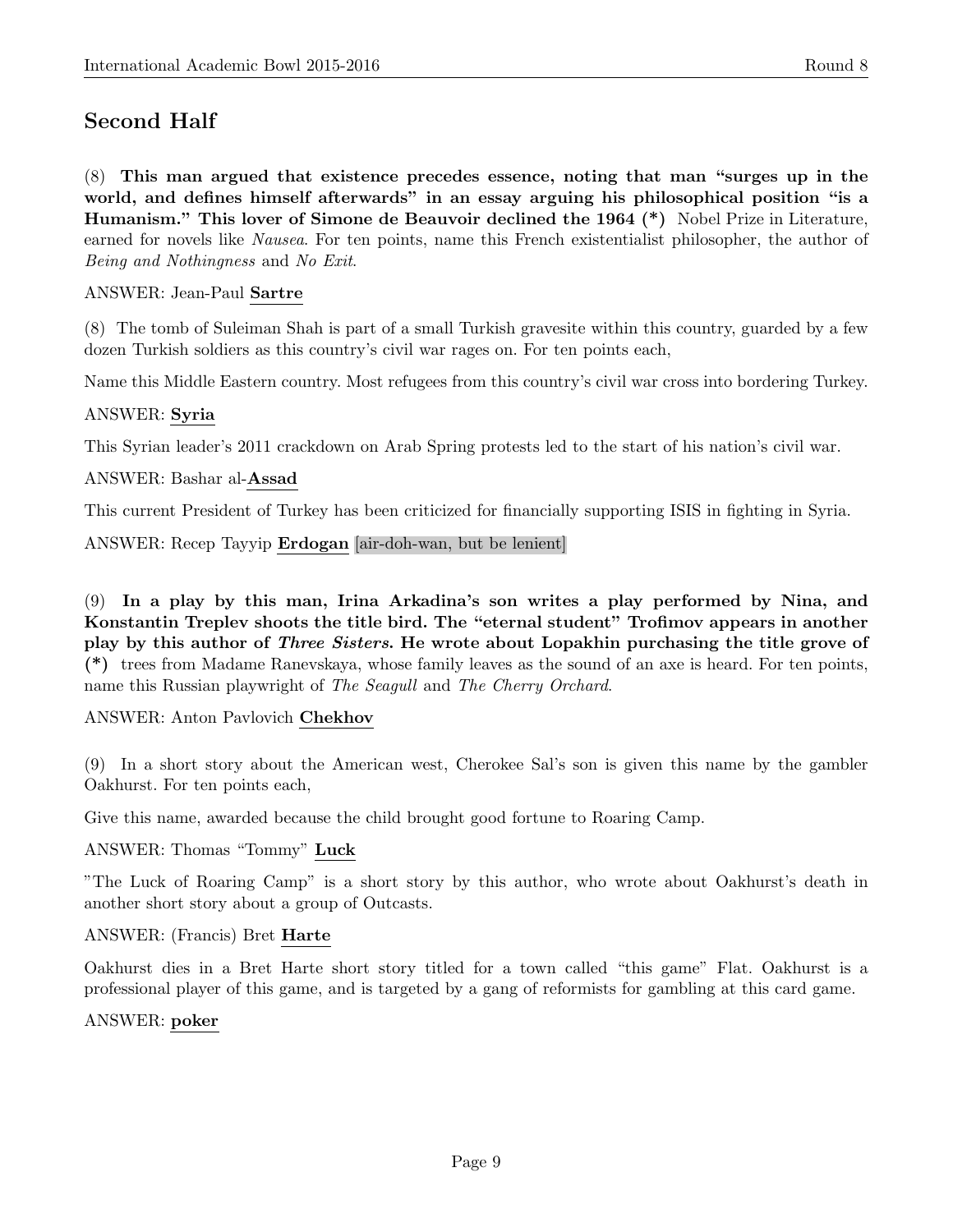## Second Half

(8) **This man argued that existence precedes essence, noting that man "surges up in the world, and defines himself afterwards" in an essay arguing his philosophical position "is a Humanism." This lover of Simone de Beauvoir declined the 1964 (*)** Nobel Prize in Literature, earned for novels like *Nausea*. For ten points, name this French existentialist philosopher, the author of *Being and Nothingness* and *No Exit*.

ANSWER: Jean-Paul **Sartre**

(8) The tomb of Suleiman Shah is part of a small Turkish gravesite within this country, guarded by a few dozen Turkish soldiers as this country's civil war rages on. For ten points each,

Name this Middle Eastern country. Most refugees from this country's civil war cross into bordering Turkey.

ANSWER: **Syria**

This Syrian leader's 2011 crackdown on Arab Spring protests led to the start of his nation's civil war.

ANSWER: Bashar al-**Assad**

This current President of Turkey has been criticized for financially supporting ISIS in fighting in Syria.

ANSWER: Recep Tayyip **Erdogan** [air-doh-wan, but be lenient]

(9) **In a play by this man, Irina Arkadina's son writes a play performed by Nina, and Konstantin Treplev shoots the title bird. The "eternal student" Trofimov appears in another play by this author of *Three Sisters*. He wrote about Lopakhin purchasing the title grove of (*)** trees from Madame Ranevskaya, whose family leaves as the sound of an axe is heard. For ten points, name this Russian playwright of *The Seagull* and *The Cherry Orchard*.

ANSWER: Anton Pavlovich **Chekhov**

(9) In a short story about the American west, Cherokee Sal's son is given this name by the gambler Oakhurst. For ten points each,

Give this name, awarded because the child brought good fortune to Roaring Camp.

ANSWER: Thomas "Tommy" **Luck**

"The Luck of Roaring Camp" is a short story by this author, who wrote about Oakhurst's death in another short story about a group of Outcasts.

ANSWER: (Francis) Bret **Harte**

Oakhurst dies in a Bret Harte short story titled for a town called "this game" Flat. Oakhurst is a professional player of this game, and is targeted by a gang of reformists for gambling at this card game.

ANSWER: **poker**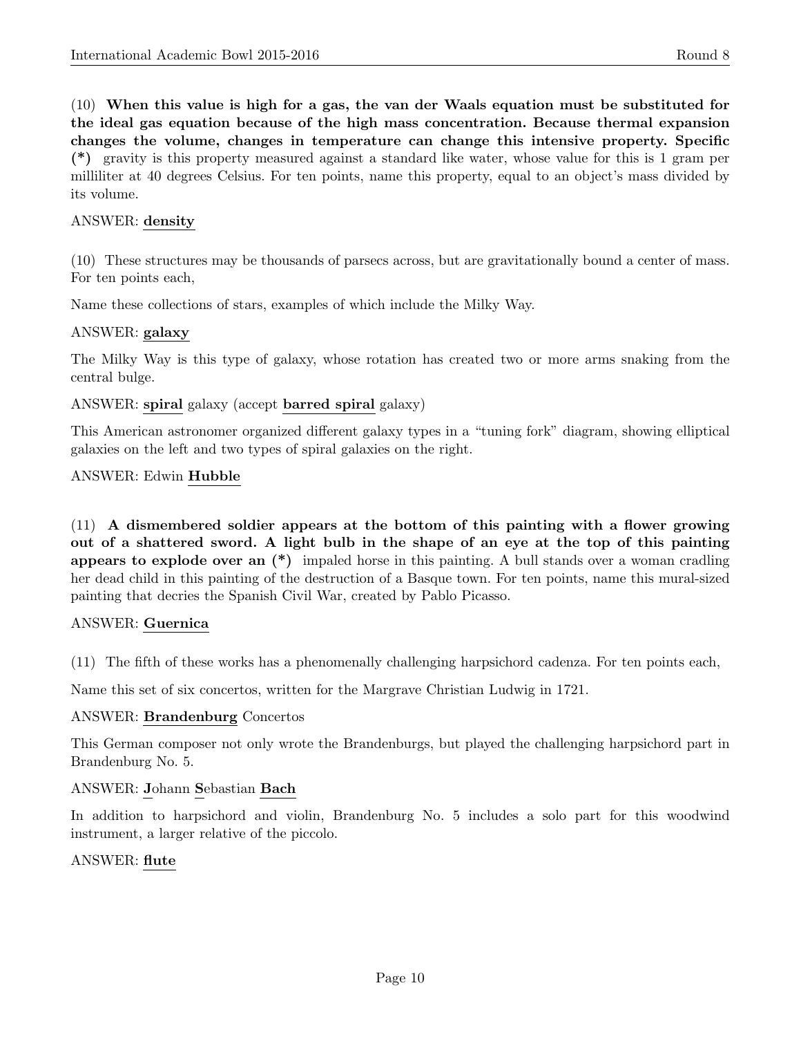(10) **When this value is high for a gas, the van der Waals equation must be substituted for the ideal gas equation because of the high mass concentration. Because thermal expansion changes the volume, changes in temperature can change this intensive property. Specific (*)** gravity is this property measured against a standard like water, whose value for this is 1 gram per milliliter at 40 degrees Celsius. For ten points, name this property, equal to an object's mass divided by its volume.

ANSWER: **density**

(10) These structures may be thousands of parsecs across, but are gravitationally bound a center of mass. For ten points each,

Name these collections of stars, examples of which include the Milky Way.

ANSWER: **galaxy**

The Milky Way is this type of galaxy, whose rotation has created two or more arms snaking from the central bulge.

ANSWER: **spiral** galaxy (accept **barred spiral** galaxy)

This American astronomer organized different galaxy types in a "tuning fork" diagram, showing elliptical galaxies on the left and two types of spiral galaxies on the right.

ANSWER: Edwin **Hubble**

(11) **A dismembered soldier appears at the bottom of this painting with a flower growing out of a shattered sword. A light bulb in the shape of an eye at the top of this painting appears to explode over an (*)** impaled horse in this painting. A bull stands over a woman cradling her dead child in this painting of the destruction of a Basque town. For ten points, name this mural-sized painting that decries the Spanish Civil War, created by Pablo Picasso.

ANSWER: **Guernica**

(11) The fifth of these works has a phenomenally challenging harpsichord cadenza. For ten points each,

Name this set of six concertos, written for the Margrave Christian Ludwig in 1721.

ANSWER: **Brandenburg** Concertos

This German composer not only wrote the Brandenburgs, but played the challenging harpsichord part in Brandenburg No. 5.

ANSWER: **J**ohann **S**ebastian **Bach**

In addition to harpsichord and violin, Brandenburg No. 5 includes a solo part for this woodwind instrument, a larger relative of the piccolo.

ANSWER: **flute**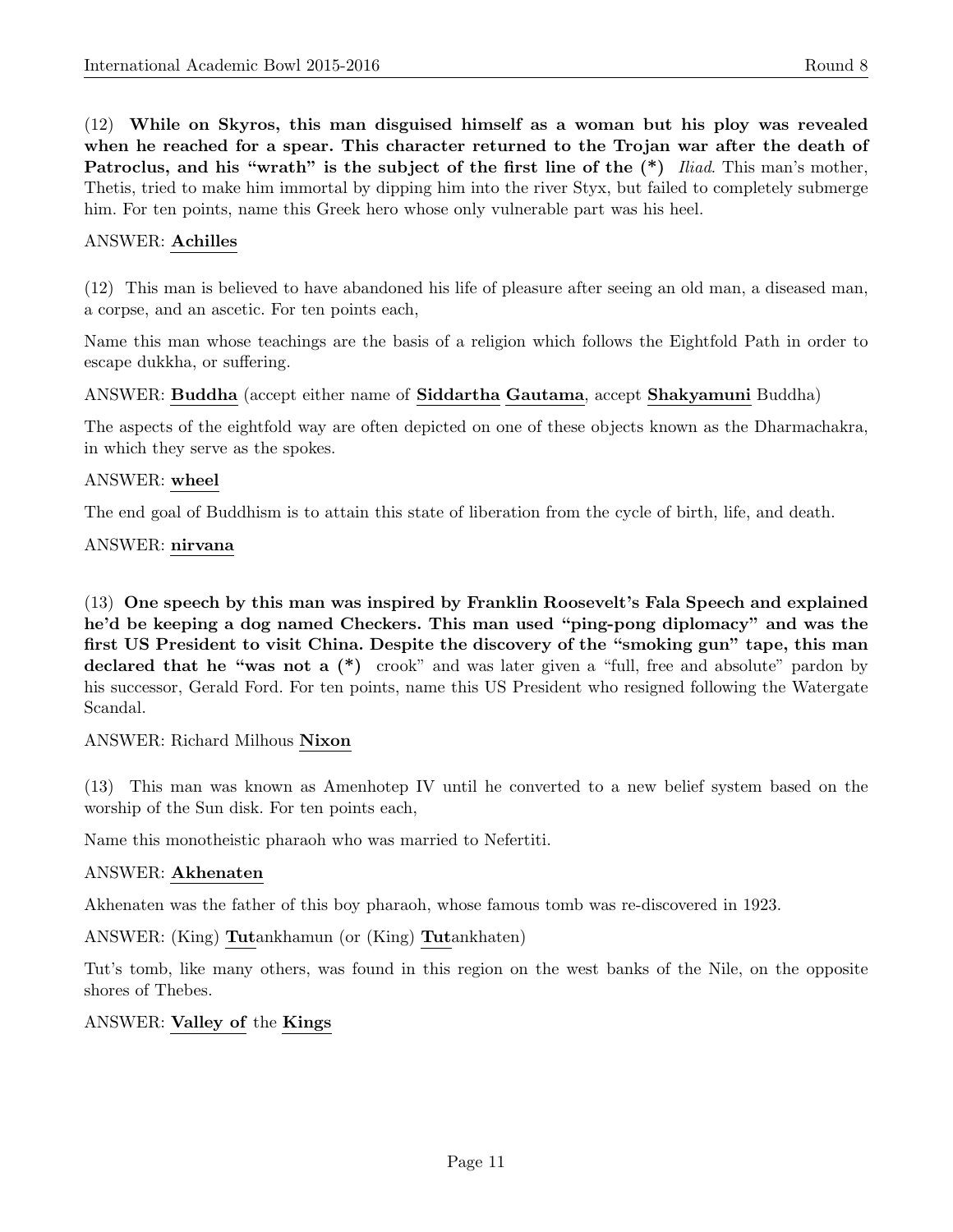(12) **While on Skyros, this man disguised himself as a woman but his ploy was revealed when he reached for a spear. This character returned to the Trojan war after the death of Patroclus, and his "wrath" is the subject of the first line of the (*)** *Iliad*. This man's mother, Thetis, tried to make him immortal by dipping him into the river Styx, but failed to completely submerge him. For ten points, name this Greek hero whose only vulnerable part was his heel.

ANSWER: **Achilles**

(12) This man is believed to have abandoned his life of pleasure after seeing an old man, a diseased man, a corpse, and an ascetic. For ten points each,

Name this man whose teachings are the basis of a religion which follows the Eightfold Path in order to escape dukkha, or suffering.

ANSWER: **Buddha** (accept either name of **Siddartha** **Gautama**, accept **Shakyamuni** Buddha)

The aspects of the eightfold way are often depicted on one of these objects known as the Dharmachakra, in which they serve as the spokes.

ANSWER: **wheel**

The end goal of Buddhism is to attain this state of liberation from the cycle of birth, life, and death.

ANSWER: **nirvana**

(13) **One speech by this man was inspired by Franklin Roosevelt's Fala Speech and explained he'd be keeping a dog named Checkers. This man used "ping-pong diplomacy" and was the first US President to visit China. Despite the discovery of the "smoking gun" tape, this man declared that he "was not a (*)** crook" and was later given a "full, free and absolute" pardon by his successor, Gerald Ford. For ten points, name this US President who resigned following the Watergate Scandal.

ANSWER: Richard Milhous **Nixon**

(13) This man was known as Amenhotep IV until he converted to a new belief system based on the worship of the Sun disk. For ten points each,

Name this monotheistic pharaoh who was married to Nefertiti.

ANSWER: **Akhenaten**

Akhenaten was the father of this boy pharaoh, whose famous tomb was re-discovered in 1923.

ANSWER: (King) **Tut**ankhamun (or (King) **Tut**ankhaten)

Tut's tomb, like many others, was found in this region on the west banks of the Nile, on the opposite shores of Thebes.

ANSWER: **Valley of** the **Kings**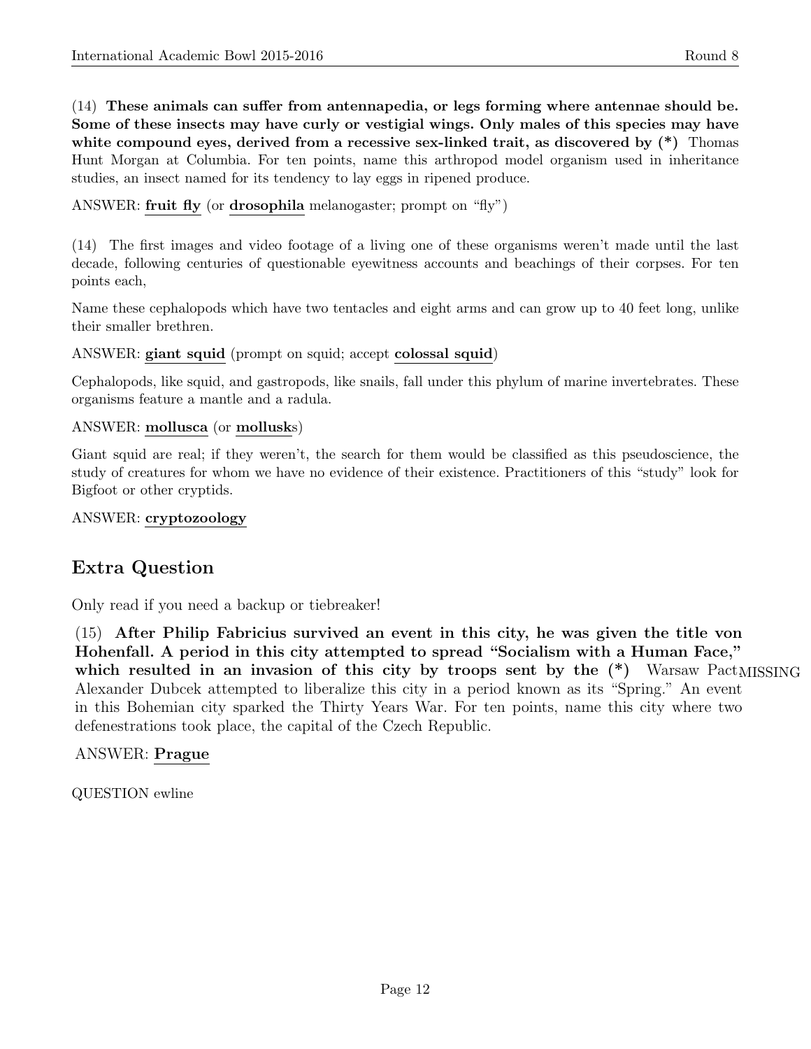(14) **These animals can suffer from antennapedia, or legs forming where antennae should be. Some of these insects may have curly or vestigial wings. Only males of this species may have white compound eyes, derived from a recessive sex-linked trait, as discovered by (*)** Thomas Hunt Morgan at Columbia. For ten points, name this arthropod model organism used in inheritance studies, an insect named for its tendency to lay eggs in ripened produce.

ANSWER: **fruit fly** (or **drosophila** melanogaster; prompt on "fly")

(14) The first images and video footage of a living one of these organisms weren't made until the last decade, following centuries of questionable eyewitness accounts and beachings of their corpses. For ten points each,

Name these cephalopods which have two tentacles and eight arms and can grow up to 40 feet long, unlike their smaller brethren.

ANSWER: **giant squid** (prompt on squid; accept **colossal squid**)

Cephalopods, like squid, and gastropods, like snails, fall under this phylum of marine invertebrates. These organisms feature a mantle and a radula.

ANSWER: **mollusca** (or **mollusk**s)

Giant squid are real; if they weren't, the search for them would be classified as this pseudoscience, the study of creatures for whom we have no evidence of their existence. Practitioners of this "study" look for Bigfoot or other cryptids.

ANSWER: **cryptozoology**

## Extra Question

Only read if you need a backup or tiebreaker!

(15) **After Philip Fabricius survived an event in this city, he was given the title von Hohenfall. A period in this city attempted to spread "Socialism with a Human Face," which resulted in an invasion of this city by troops sent by the (*)** Warsaw PactMISSING Alexander Dubcek attempted to liberalize this city in a period known as its "Spring." An event in this Bohemian city sparked the Thirty Years War. For ten points, name this city where two defenestrations took place, the capital of the Czech Republic.

ANSWER: **Prague**

QUESTION ewline